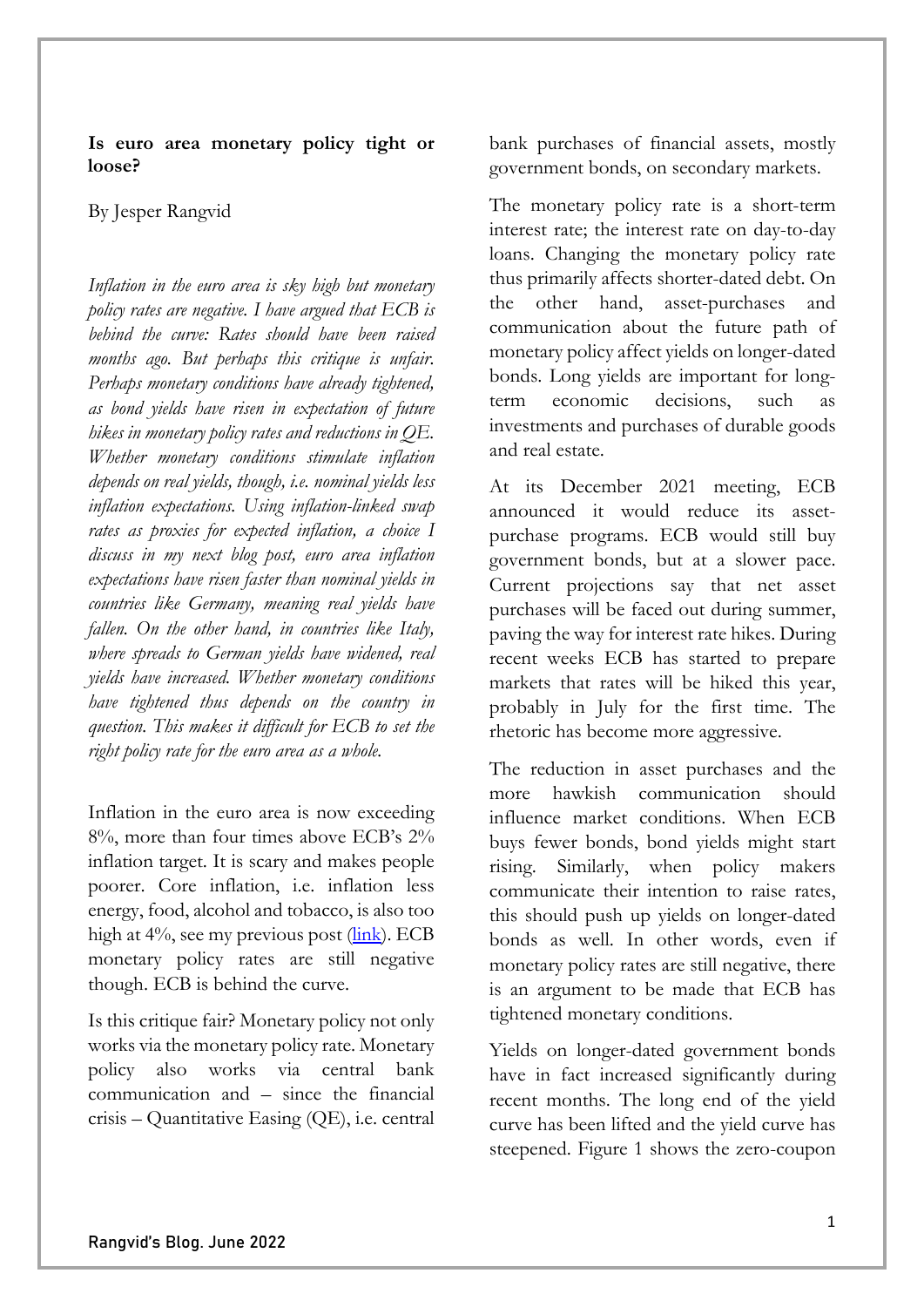**Is euro area monetary policy tight or loose?**

By Jesper Rangvid

*Inflation in the euro area is sky high but monetary policy rates are negative. I have argued that ECB is behind the curve: Rates should have been raised months ago. But perhaps this critique is unfair. Perhaps monetary conditions have already tightened, as bond yields have risen in expectation of future hikes in monetary policy rates and reductions in QE. Whether monetary conditions stimulate inflation depends on real yields, though, i.e. nominal yields less inflation expectations. Using inflation-linked swap rates as proxies for expected inflation, a choice I discuss in my next blog post, euro area inflation expectations have risen faster than nominal yields in countries like Germany, meaning real yields have fallen. On the other hand, in countries like Italy, where spreads to German yields have widened, real yields have increased. Whether monetary conditions have tightened thus depends on the country in question. This makes it difficult for ECB to set the right policy rate for the euro area as a whole.*

Inflation in the euro area is now exceeding 8%, more than four times above ECB's 2% inflation target. It is scary and makes people poorer. Core inflation, i.e. inflation less energy, food, alcohol and tobacco, is also too high at 4%, see my previous post (link). ECB monetary policy rates are still negative though. ECB is behind the curve.

Is this critique fair? Monetary policy not only works via the monetary policy rate. Monetary policy also works via central bank communication and – since the financial crisis – Quantitative Easing (QE), i.e. central bank purchases of financial assets, mostly government bonds, on secondary markets.

The monetary policy rate is a short-term interest rate; the interest rate on day-to-day loans. Changing the monetary policy rate thus primarily affects shorter-dated debt. On the other hand, asset-purchases and communication about the future path of monetary policy affect yields on longer-dated bonds. Long yields are important for long-term economic decisions, such as investments and purchases of durable goods and real estate.

At its December 2021 meeting, ECB announced it would reduce its asset-purchase programs. ECB would still buy government bonds, but at a slower pace. Current projections say that net asset purchases will be faced out during summer, paving the way for interest rate hikes. During recent weeks ECB has started to prepare markets that rates will be hiked this year, probably in July for the first time. The rhetoric has become more aggressive.

The reduction in asset purchases and the more hawkish communication should influence market conditions. When ECB buys fewer bonds, bond yields might start rising. Similarly, when policy makers communicate their intention to raise rates, this should push up yields on longer-dated bonds as well. In other words, even if monetary policy rates are still negative, there is an argument to be made that ECB has tightened monetary conditions.

Yields on longer-dated government bonds have in fact increased significantly during recent months. The long end of the yield curve has been lifted and the yield curve has steepened. Figure 1 shows the zero-coupon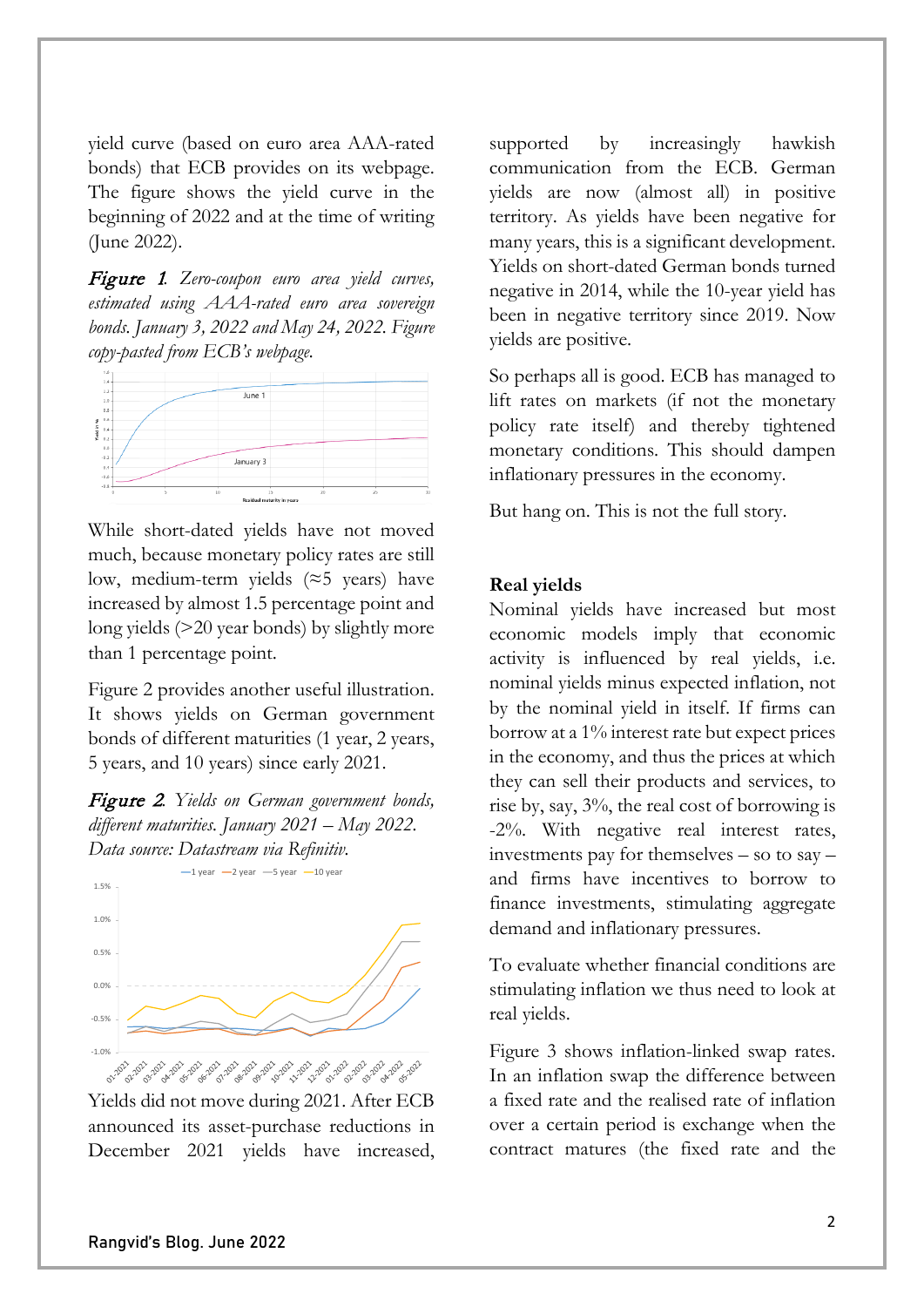yield curve (based on euro area AAA-rated bonds) that ECB provides on its webpage. The figure shows the yield curve in the beginning of 2022 and at the time of writing (June 2022).

***Figure 1**. Zero-coupon euro area yield curves, estimated using AAA-rated euro area sovereign bonds. January 3, 2022 and May 24, 2022. Figure copy-pasted from ECB's webpage.*

While short-dated yields have not moved much, because monetary policy rates are still low, medium-term yields (≈5 years) have increased by almost 1.5 percentage point and long yields (>20 year bonds) by slightly more than 1 percentage point.

Figure 2 provides another useful illustration. It shows yields on German government bonds of different maturities (1 year, 2 years, 5 years, and 10 years) since early 2021.

***Figure 2**. Yields on German government bonds, different maturities. January 2021 – May 2022. Data source: Datastream via Refinitiv.*

Yields did not move during 2021. After ECB announced its asset-purchase reductions in December 2021 yields have increased, supported by increasingly hawkish communication from the ECB. German yields are now (almost all) in positive territory. As yields have been negative for many years, this is a significant development. Yields on short-dated German bonds turned negative in 2014, while the 10-year yield has been in negative territory since 2019. Now yields are positive.

So perhaps all is good. ECB has managed to lift rates on markets (if not the monetary policy rate itself) and thereby tightened monetary conditions. This should dampen inflationary pressures in the economy.

But hang on. This is not the full story.

## Real yields

Nominal yields have increased but most economic models imply that economic activity is influenced by real yields, i.e. nominal yields minus expected inflation, not by the nominal yield in itself. If firms can borrow at a 1% interest rate but expect prices in the economy, and thus the prices at which they can sell their products and services, to rise by, say, 3%, the real cost of borrowing is -2%. With negative real interest rates, investments pay for themselves – so to say – and firms have incentives to borrow to finance investments, stimulating aggregate demand and inflationary pressures.

To evaluate whether financial conditions are stimulating inflation we thus need to look at real yields.

Figure 3 shows inflation-linked swap rates. In an inflation swap the difference between a fixed rate and the realised rate of inflation over a certain period is exchange when the contract matures (the fixed rate and the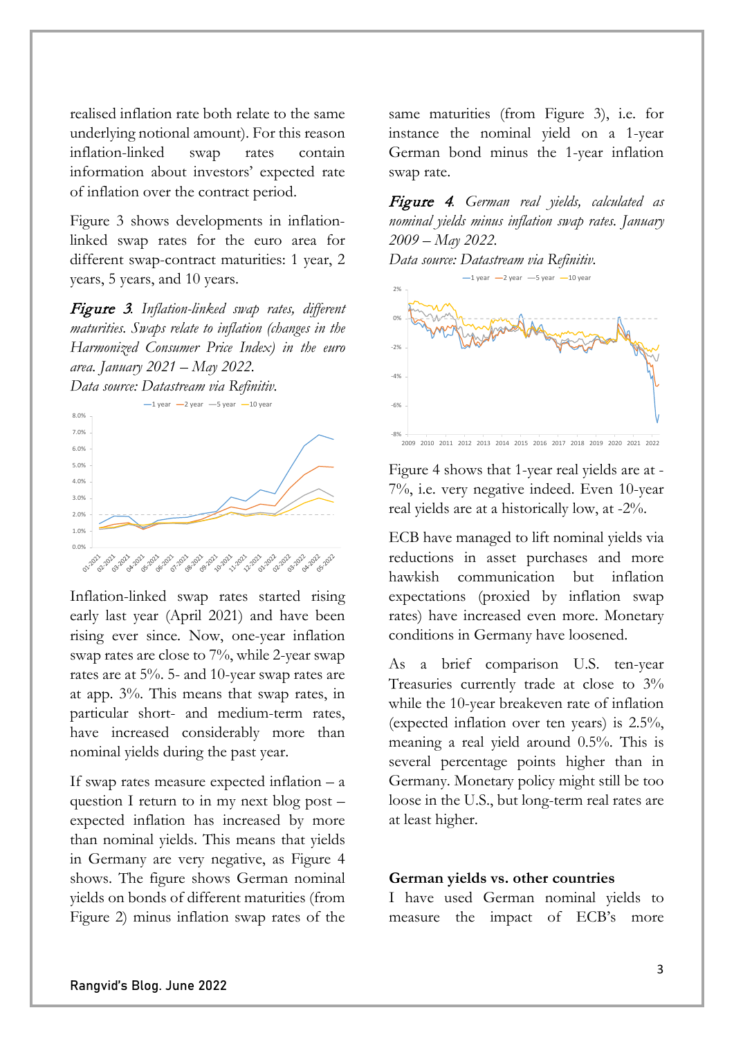realised inflation rate both relate to the same underlying notional amount). For this reason inflation-linked swap rates contain information about investors' expected rate of inflation over the contract period.

Figure 3 shows developments in inflation-linked swap rates for the euro area for different swap-contract maturities: 1 year, 2 years, 5 years, and 10 years.

***Figure 3**. Inflation-linked swap rates, different maturities. Swaps relate to inflation (changes in the Harmonized Consumer Price Index) in the euro area. January 2021 – May 2022.*
*Data source: Datastream via Refinitiv.*

Inflation-linked swap rates started rising early last year (April 2021) and have been rising ever since. Now, one-year inflation swap rates are close to 7%, while 2-year swap rates are at 5%. 5- and 10-year swap rates are at app. 3%. This means that swap rates, in particular short- and medium-term rates, have increased considerably more than nominal yields during the past year.

If swap rates measure expected inflation – a question I return to in my next blog post – expected inflation has increased by more than nominal yields. This means that yields in Germany are very negative, as Figure 4 shows. The figure shows German nominal yields on bonds of different maturities (from Figure 2) minus inflation swap rates of the same maturities (from Figure 3), i.e. for instance the nominal yield on a 1-year German bond minus the 1-year inflation swap rate.

***Figure 4**. German real yields, calculated as nominal yields minus inflation swap rates. January 2009 – May 2022.*
*Data source: Datastream via Refinitiv.*

Figure 4 shows that 1-year real yields are at -7%, i.e. very negative indeed. Even 10-year real yields are at a historically low, at -2%.

ECB have managed to lift nominal yields via reductions in asset purchases and more hawkish communication but inflation expectations (proxied by inflation swap rates) have increased even more. Monetary conditions in Germany have loosened.

As a brief comparison U.S. ten-year Treasuries currently trade at close to 3% while the 10-year breakeven rate of inflation (expected inflation over ten years) is 2.5%, meaning a real yield around 0.5%. This is several percentage points higher than in Germany. Monetary policy might still be too loose in the U.S., but long-term real rates are at least higher.

**German yields vs. other countries**

I have used German nominal yields to measure the impact of ECB's more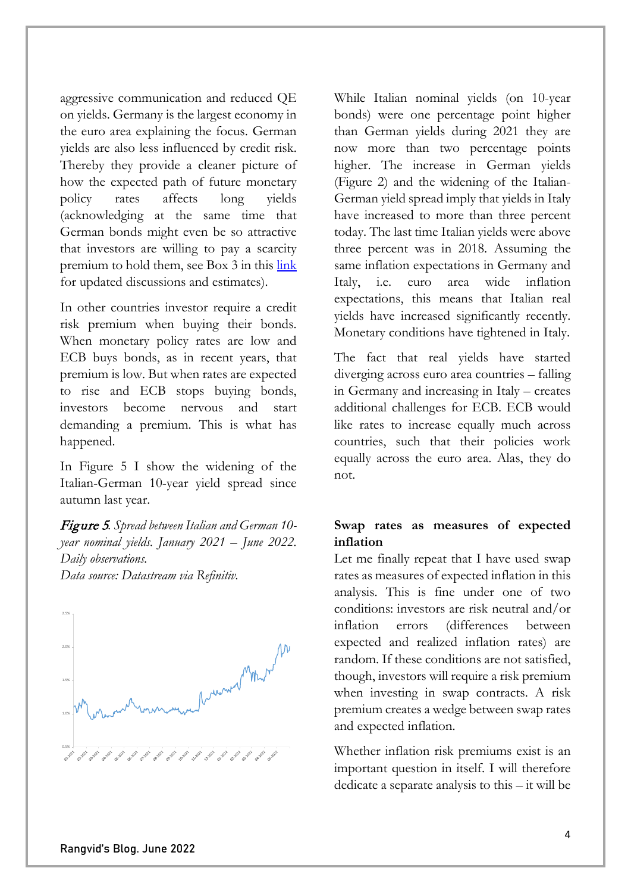aggressive communication and reduced QE on yields. Germany is the largest economy in the euro area explaining the focus. German yields are also less influenced by credit risk. Thereby they provide a cleaner picture of how the expected path of future monetary policy rates affects long yields (acknowledging at the same time that German bonds might even be so attractive that investors are willing to pay a scarcity premium to hold them, see Box 3 in this link for updated discussions and estimates).

In other countries investor require a credit risk premium when buying their bonds. When monetary policy rates are low and ECB buys bonds, as in recent years, that premium is low. But when rates are expected to rise and ECB stops buying bonds, investors become nervous and start demanding a premium. This is what has happened.

In Figure 5 I show the widening of the Italian-German 10-year yield spread since autumn last year.

*Figure 5. Spread between Italian and German 10-year nominal yields. January 2021 – June 2022. Daily observations.*
*Data source: Datastream via Refinitiv.*

While Italian nominal yields (on 10-year bonds) were one percentage point higher than German yields during 2021 they are now more than two percentage points higher. The increase in German yields (Figure 2) and the widening of the Italian-German yield spread imply that yields in Italy have increased to more than three percent today. The last time Italian yields were above three percent was in 2018. Assuming the same inflation expectations in Germany and Italy, i.e. euro area wide inflation expectations, this means that Italian real yields have increased significantly recently. Monetary conditions have tightened in Italy.

The fact that real yields have started diverging across euro area countries – falling in Germany and increasing in Italy – creates additional challenges for ECB. ECB would like rates to increase equally much across countries, such that their policies work equally across the euro area. Alas, they do not.

**Swap rates as measures of expected inflation**

Let me finally repeat that I have used swap rates as measures of expected inflation in this analysis. This is fine under one of two conditions: investors are risk neutral and/or inflation errors (differences between expected and realized inflation rates) are random. If these conditions are not satisfied, though, investors will require a risk premium when investing in swap contracts. A risk premium creates a wedge between swap rates and expected inflation.

Whether inflation risk premiums exist is an important question in itself. I will therefore dedicate a separate analysis to this – it will be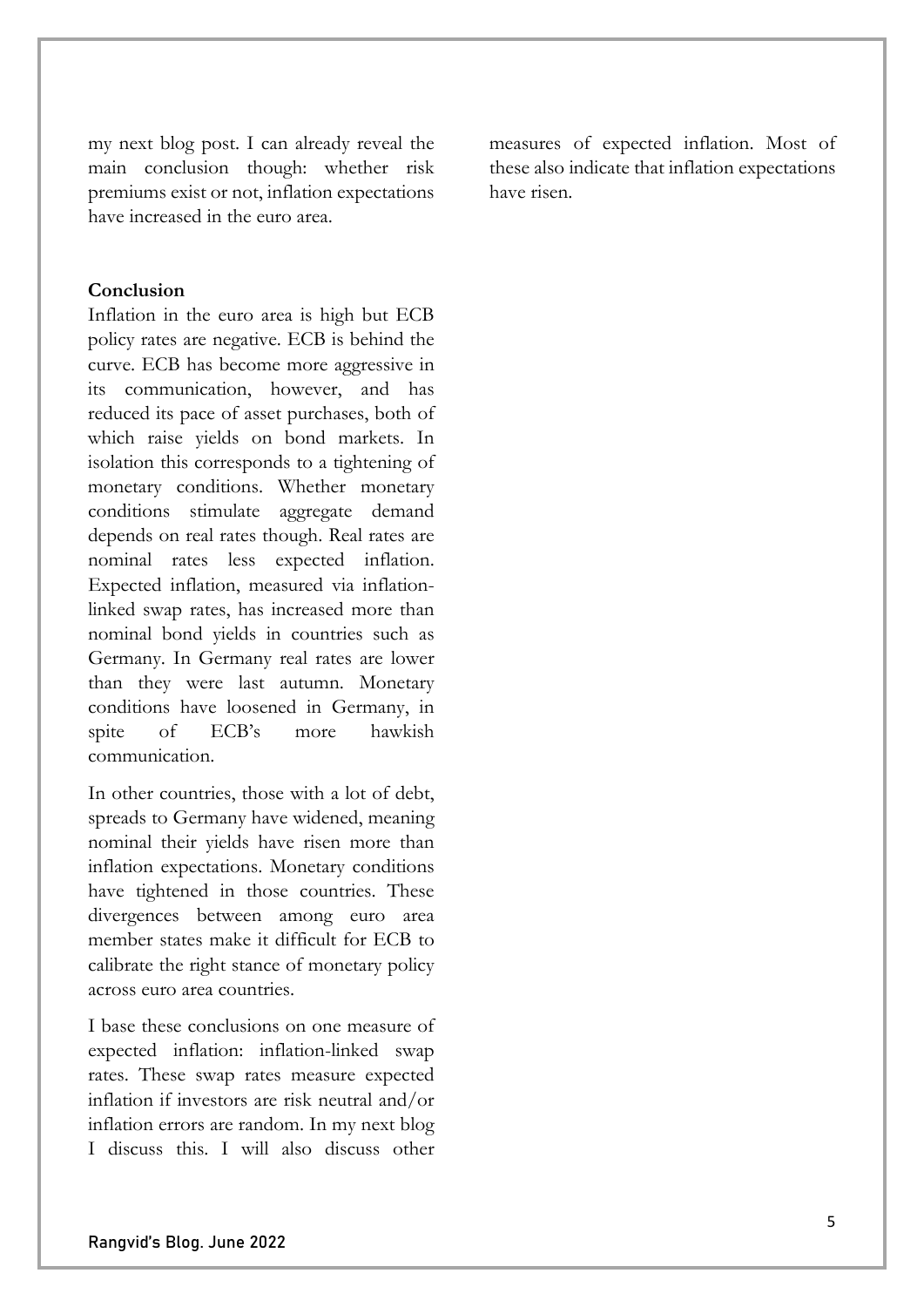my next blog post. I can already reveal the main conclusion though: whether risk premiums exist or not, inflation expectations have increased in the euro area.

**Conclusion**

Inflation in the euro area is high but ECB policy rates are negative. ECB is behind the curve. ECB has become more aggressive in its communication, however, and has reduced its pace of asset purchases, both of which raise yields on bond markets. In isolation this corresponds to a tightening of monetary conditions. Whether monetary conditions stimulate aggregate demand depends on real rates though. Real rates are nominal rates less expected inflation. Expected inflation, measured via inflation-linked swap rates, has increased more than nominal bond yields in countries such as Germany. In Germany real rates are lower than they were last autumn. Monetary conditions have loosened in Germany, in spite of ECB's more hawkish communication.

In other countries, those with a lot of debt, spreads to Germany have widened, meaning nominal their yields have risen more than inflation expectations. Monetary conditions have tightened in those countries. These divergences between among euro area member states make it difficult for ECB to calibrate the right stance of monetary policy across euro area countries.

I base these conclusions on one measure of expected inflation: inflation-linked swap rates. These swap rates measure expected inflation if investors are risk neutral and/or inflation errors are random. In my next blog I discuss this. I will also discuss other measures of expected inflation. Most of these also indicate that inflation expectations have risen.